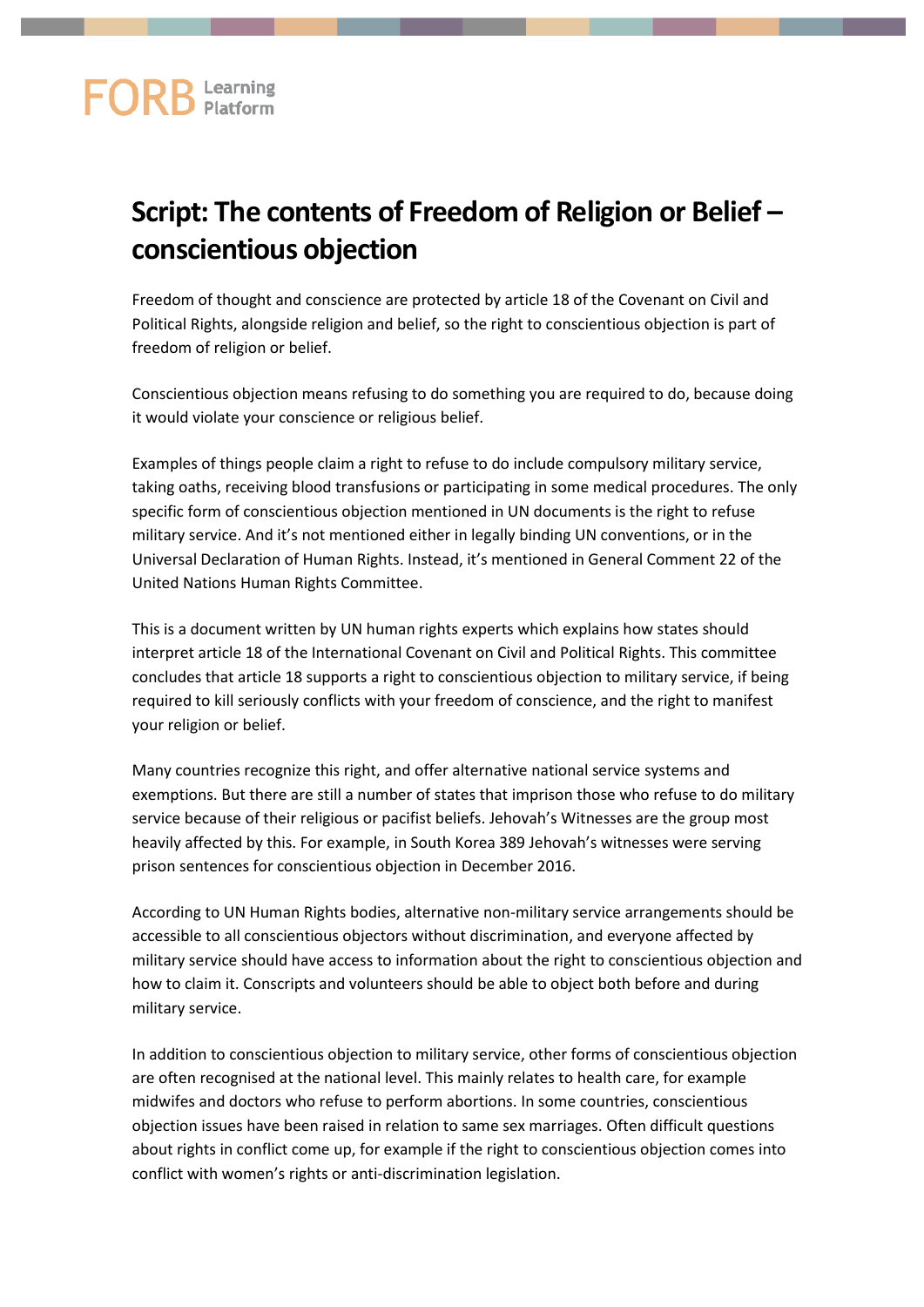# Script: The contents of Freedom of Religion or Belief – conscientious objection

Freedom of thought and conscience are protected by article 18 of the Covenant on Civil and Political Rights, alongside religion and belief, so the right to conscientious objection is part of freedom of religion or belief.

Conscientious objection means refusing to do something you are required to do, because doing it would violate your conscience or religious belief.

Examples of things people claim a right to refuse to do include compulsory military service, taking oaths, receiving blood transfusions or participating in some medical procedures. The only specific form of conscientious objection mentioned in UN documents is the right to refuse military service. And it's not mentioned either in legally binding UN conventions, or in the Universal Declaration of Human Rights. Instead, it's mentioned in General Comment 22 of the United Nations Human Rights Committee.

This is a document written by UN human rights experts which explains how states should interpret article 18 of the International Covenant on Civil and Political Rights. This committee concludes that article 18 supports a right to conscientious objection to military service, if being required to kill seriously conflicts with your freedom of conscience, and the right to manifest your religion or belief.

Many countries recognize this right, and offer alternative national service systems and exemptions. But there are still a number of states that imprison those who refuse to do military service because of their religious or pacifist beliefs. Jehovah's Witnesses are the group most heavily affected by this. For example, in South Korea 389 Jehovah's witnesses were serving prison sentences for conscientious objection in December 2016.

According to UN Human Rights bodies, alternative non-military service arrangements should be accessible to all conscientious objectors without discrimination, and everyone affected by military service should have access to information about the right to conscientious objection and how to claim it. Conscripts and volunteers should be able to object both before and during military service.

In addition to conscientious objection to military service, other forms of conscientious objection are often recognised at the national level. This mainly relates to health care, for example midwifes and doctors who refuse to perform abortions. In some countries, conscientious objection issues have been raised in relation to same sex marriages. Often difficult questions about rights in conflict come up, for example if the right to conscientious objection comes into conflict with women's rights or anti-discrimination legislation.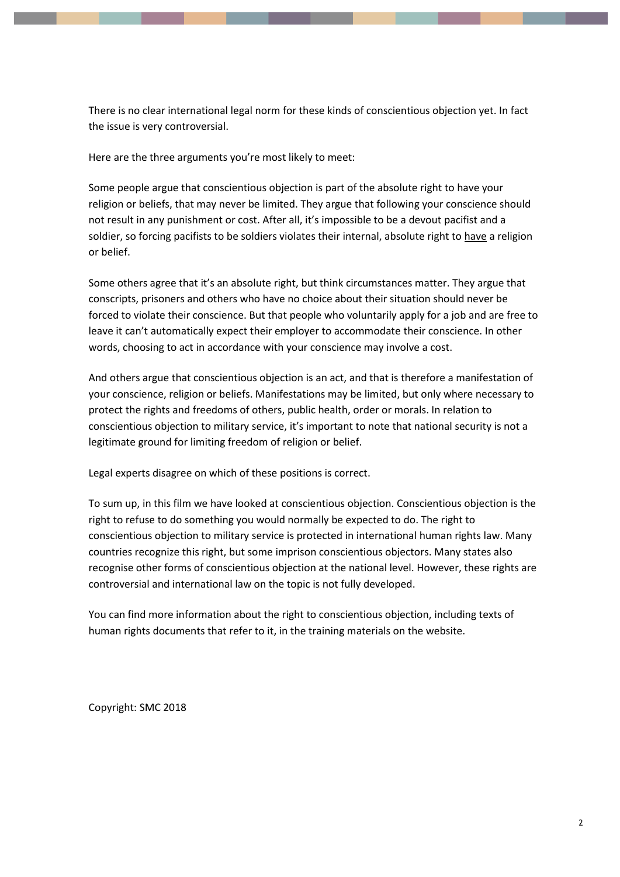There is no clear international legal norm for these kinds of conscientious objection yet. In fact the issue is very controversial.

Here are the three arguments you're most likely to meet:

Some people argue that conscientious objection is part of the absolute right to have your religion or beliefs, that may never be limited. They argue that following your conscience should not result in any punishment or cost. After all, it's impossible to be a devout pacifist and a soldier, so forcing pacifists to be soldiers violates their internal, absolute right to <u>have</u> a religion or belief.

Some others agree that it's an absolute right, but think circumstances matter. They argue that conscripts, prisoners and others who have no choice about their situation should never be forced to violate their conscience. But that people who voluntarily apply for a job and are free to leave it can't automatically expect their employer to accommodate their conscience. In other words, choosing to act in accordance with your conscience may involve a cost.

And others argue that conscientious objection is an act, and that is therefore a manifestation of your conscience, religion or beliefs. Manifestations may be limited, but only where necessary to protect the rights and freedoms of others, public health, order or morals. In relation to conscientious objection to military service, it's important to note that national security is not a legitimate ground for limiting freedom of religion or belief.

Legal experts disagree on which of these positions is correct.

To sum up, in this film we have looked at conscientious objection. Conscientious objection is the right to refuse to do something you would normally be expected to do. The right to conscientious objection to military service is protected in international human rights law. Many countries recognize this right, but some imprison conscientious objectors. Many states also recognise other forms of conscientious objection at the national level. However, these rights are controversial and international law on the topic is not fully developed.

You can find more information about the right to conscientious objection, including texts of human rights documents that refer to it, in the training materials on the website.

Copyright: SMC 2018